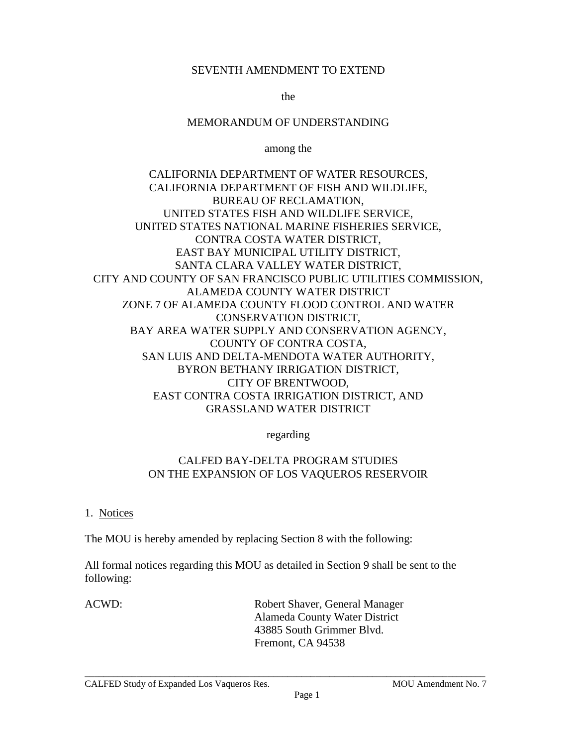SEVENTH AMENDMENT TO EXTEND

the

MEMORANDUM OF UNDERSTANDING

among the

CALIFORNIA DEPARTMENT OF WATER RESOURCES,
CALIFORNIA DEPARTMENT OF FISH AND WILDLIFE,
BUREAU OF RECLAMATION,
UNITED STATES FISH AND WILDLIFE SERVICE,
UNITED STATES NATIONAL MARINE FISHERIES SERVICE,
CONTRA COSTA WATER DISTRICT,
EAST BAY MUNICIPAL UTILITY DISTRICT,
SANTA CLARA VALLEY WATER DISTRICT,
CITY AND COUNTY OF SAN FRANCISCO PUBLIC UTILITIES COMMISSION,
ALAMEDA COUNTY WATER DISTRICT
ZONE 7 OF ALAMEDA COUNTY FLOOD CONTROL AND WATER CONSERVATION DISTRICT,
BAY AREA WATER SUPPLY AND CONSERVATION AGENCY,
COUNTY OF CONTRA COSTA,
SAN LUIS AND DELTA-MENDOTA WATER AUTHORITY,
BYRON BETHANY IRRIGATION DISTRICT,
CITY OF BRENTWOOD,
EAST CONTRA COSTA IRRIGATION DISTRICT, AND
GRASSLAND WATER DISTRICT

regarding

CALFED BAY-DELTA PROGRAM STUDIES
ON THE EXPANSION OF LOS VAQUEROS RESERVOIR

1. Notices

The MOU is hereby amended by replacing Section 8 with the following:

All formal notices regarding this MOU as detailed in Section 9 shall be sent to the following:

ACWD: Robert Shaver, General Manager
Alameda County Water District
43885 South Grimmer Blvd.
Fremont, CA 94538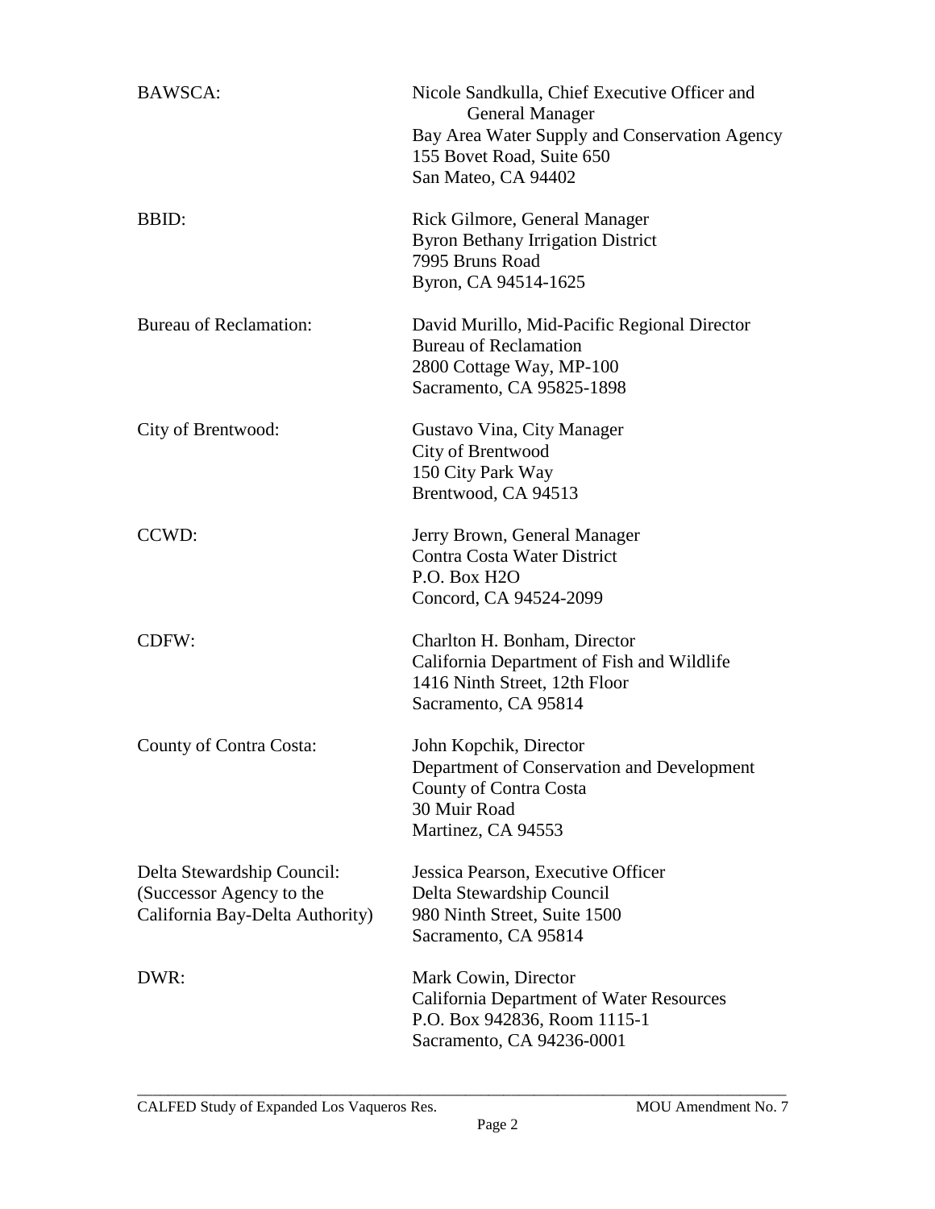| | |
|---|---|
| BAWSCA: | Nicole Sandkulla, Chief Executive Officer and General Manager<br>Bay Area Water Supply and Conservation Agency<br>155 Bovet Road, Suite 650<br>San Mateo, CA 94402 |
| BBID: | Rick Gilmore, General Manager<br>Byron Bethany Irrigation District<br>7995 Bruns Road<br>Byron, CA 94514-1625 |
| Bureau of Reclamation: | David Murillo, Mid-Pacific Regional Director<br>Bureau of Reclamation<br>2800 Cottage Way, MP-100<br>Sacramento, CA 95825-1898 |
| City of Brentwood: | Gustavo Vina, City Manager<br>City of Brentwood<br>150 City Park Way<br>Brentwood, CA 94513 |
| CCWD: | Jerry Brown, General Manager<br>Contra Costa Water District<br>P.O. Box H2O<br>Concord, CA 94524-2099 |
| CDFW: | Charlton H. Bonham, Director<br>California Department of Fish and Wildlife<br>1416 Ninth Street, 12th Floor<br>Sacramento, CA 95814 |
| County of Contra Costa: | John Kopchik, Director<br>Department of Conservation and Development<br>County of Contra Costa<br>30 Muir Road<br>Martinez, CA 94553 |
| Delta Stewardship Council: (Successor Agency to the California Bay-Delta Authority) | Jessica Pearson, Executive Officer<br>Delta Stewardship Council<br>980 Ninth Street, Suite 1500<br>Sacramento, CA 95814 |
| DWR: | Mark Cowin, Director<br>California Department of Water Resources<br>P.O. Box 942836, Room 1115-1<br>Sacramento, CA 94236-0001 |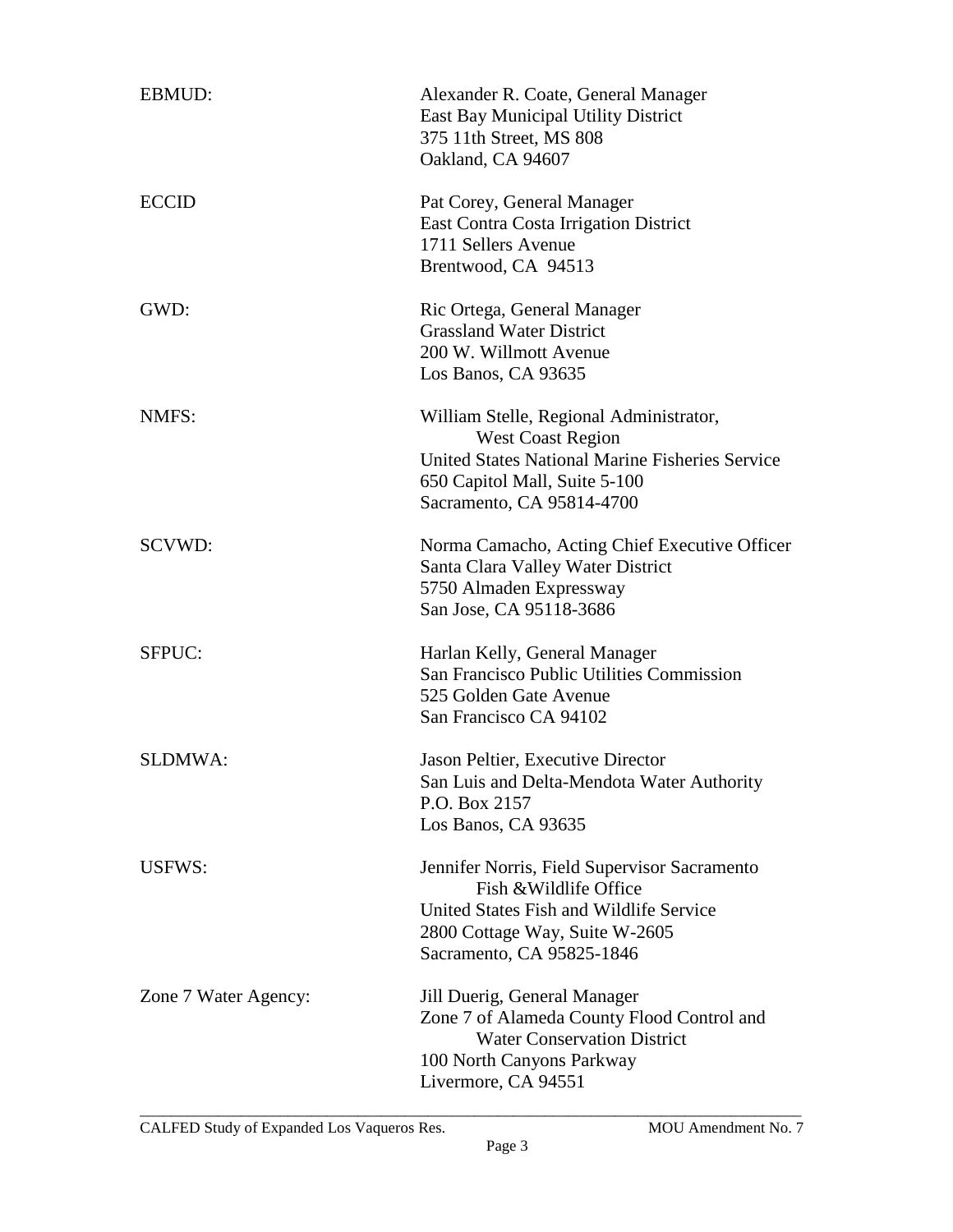| | |
|---|---|
| EBMUD: | Alexander R. Coate, General Manager<br>East Bay Municipal Utility District<br>375 11th Street, MS 808<br>Oakland, CA 94607 |
| ECCID | Pat Corey, General Manager<br>East Contra Costa Irrigation District<br>1711 Sellers Avenue<br>Brentwood, CA 94513 |
| GWD: | Ric Ortega, General Manager<br>Grassland Water District<br>200 W. Willmott Avenue<br>Los Banos, CA 93635 |
| NMFS: | William Stelle, Regional Administrator,<br>West Coast Region<br>United States National Marine Fisheries Service<br>650 Capitol Mall, Suite 5-100<br>Sacramento, CA 95814-4700 |
| SCVWD: | Norma Camacho, Acting Chief Executive Officer<br>Santa Clara Valley Water District<br>5750 Almaden Expressway<br>San Jose, CA 95118-3686 |
| SFPUC: | Harlan Kelly, General Manager<br>San Francisco Public Utilities Commission<br>525 Golden Gate Avenue<br>San Francisco CA 94102 |
| SLDMWA: | Jason Peltier, Executive Director<br>San Luis and Delta-Mendota Water Authority<br>P.O. Box 2157<br>Los Banos, CA 93635 |
| USFWS: | Jennifer Norris, Field Supervisor Sacramento<br>Fish &Wildlife Office<br>United States Fish and Wildlife Service<br>2800 Cottage Way, Suite W-2605<br>Sacramento, CA 95825-1846 |
| Zone 7 Water Agency: | Jill Duerig, General Manager<br>Zone 7 of Alameda County Flood Control and<br>Water Conservation District<br>100 North Canyons Parkway<br>Livermore, CA 94551 |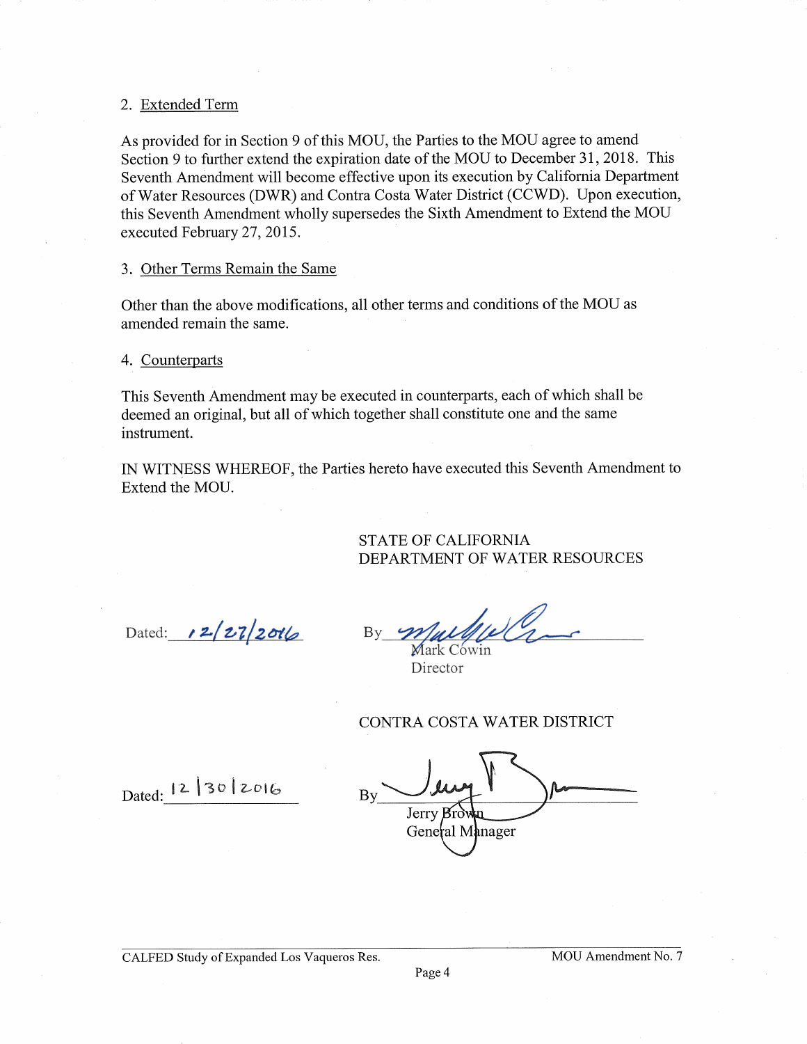2. Extended Term

As provided for in Section 9 of this MOU, the Parties to the MOU agree to amend Section 9 to further extend the expiration date of the MOU to December 31, 2018. This Seventh Amendment will become effective upon its execution by California Department of Water Resources (DWR) and Contra Costa Water District (CCWD). Upon execution, this Seventh Amendment wholly supersedes the Sixth Amendment to Extend the MOU executed February 27, 2015.

3. Other Terms Remain the Same

Other than the above modifications, all other terms and conditions of the MOU as amended remain the same.

4. Counterparts

This Seventh Amendment may be executed in counterparts, each of which shall be deemed an original, but all of which together shall constitute one and the same instrument.

IN WITNESS WHEREOF, the Parties hereto have executed this Seventh Amendment to Extend the MOU.

STATE OF CALIFORNIA
DEPARTMENT OF WATER RESOURCES

Dated: 12/27/2016

By ______________________
Mark Cowin
Director

CONTRA COSTA WATER DISTRICT

Dated: 12/30/2016

By ______________________
Jerry Brown
General Manager